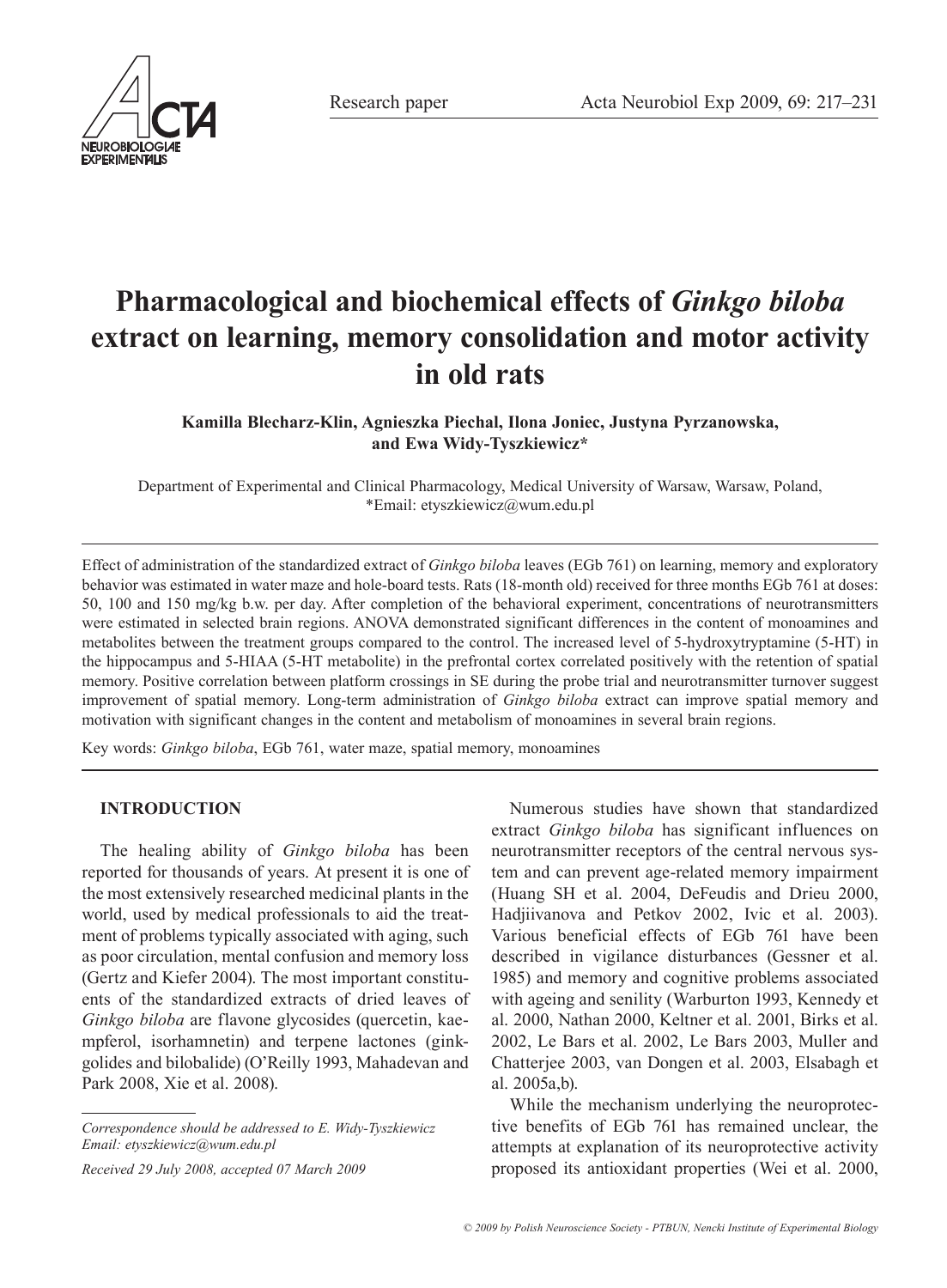Research paper

# Pharmacological and biochemical effects of *Ginkgo biloba* extract on learning, memory consolidation and motor activity in old rats

**Kamilla Blecharz-Klin, Agnieszka Piechal, Ilona Joniec, Justyna Pyrzanowska, and Ewa Widy-Tyszkiewicz***

Department of Experimental and Clinical Pharmacology, Medical University of Warsaw, Warsaw, Poland, *Email: etyszkiewicz@wum.edu.pl

Effect of administration of the standardized extract of *Ginkgo biloba* leaves (EGb 761) on learning, memory and exploratory behavior was estimated in water maze and hole-board tests. Rats (18-month old) received for three months EGb 761 at doses: 50, 100 and 150 mg/kg b.w. per day. After completion of the behavioral experiment, concentrations of neurotransmitters were estimated in selected brain regions. ANOVA demonstrated significant differences in the content of monoamines and metabolites between the treatment groups compared to the control. The increased level of 5-hydroxytryptamine (5-HT) in the hippocampus and 5-HIAA (5-HT metabolite) in the prefrontal cortex correlated positively with the retention of spatial memory. Positive correlation between platform crossings in SE during the probe trial and neurotransmitter turnover suggest improvement of spatial memory. Long-term administration of *Ginkgo biloba* extract can improve spatial memory and motivation with significant changes in the content and metabolism of monoamines in several brain regions.

Key words: *Ginkgo biloba*, EGb 761, water maze, spatial memory, monoamines

## INTRODUCTION

The healing ability of *Ginkgo biloba* has been reported for thousands of years. At present it is one of the most extensively researched medicinal plants in the world, used by medical professionals to aid the treatment of problems typically associated with aging, such as poor circulation, mental confusion and memory loss (Gertz and Kiefer 2004). The most important constituents of the standardized extracts of dried leaves of *Ginkgo biloba* are flavone glycosides (quercetin, kaempferol, isorhamnetin) and terpene lactones (ginkgolides and bilobalide) (O'Reilly 1993, Mahadevan and Park 2008, Xie et al. 2008).

Numerous studies have shown that standardized extract *Ginkgo biloba* has significant influences on neurotransmitter receptors of the central nervous system and can prevent age-related memory impairment (Huang SH et al. 2004, DeFeudis and Drieu 2000, Hadjiivanova and Petkov 2002, Ivic et al. 2003). Various beneficial effects of EGb 761 have been described in vigilance disturbances (Gessner et al. 1985) and memory and cognitive problems associated with ageing and senility (Warburton 1993, Kennedy et al. 2000, Nathan 2000, Keltner et al. 2001, Birks et al. 2002, Le Bars et al. 2002, Le Bars 2003, Muller and Chatterjee 2003, van Dongen et al. 2003, Elsabagh et al. 2005a,b).

While the mechanism underlying the neuroprotective benefits of EGb 761 has remained unclear, the attempts at explanation of its neuroprotective activity proposed its antioxidant properties (Wei et al. 2000,

*Correspondence should be addressed to E. Widy-Tyszkiewicz*
*Email: etyszkiewicz@wum.edu.pl*

*Received 29 July 2008, accepted 07 March 2009*

*© 2009 by Polish Neuroscience Society - PTBUN, Nencki Institute of Experimental Biology*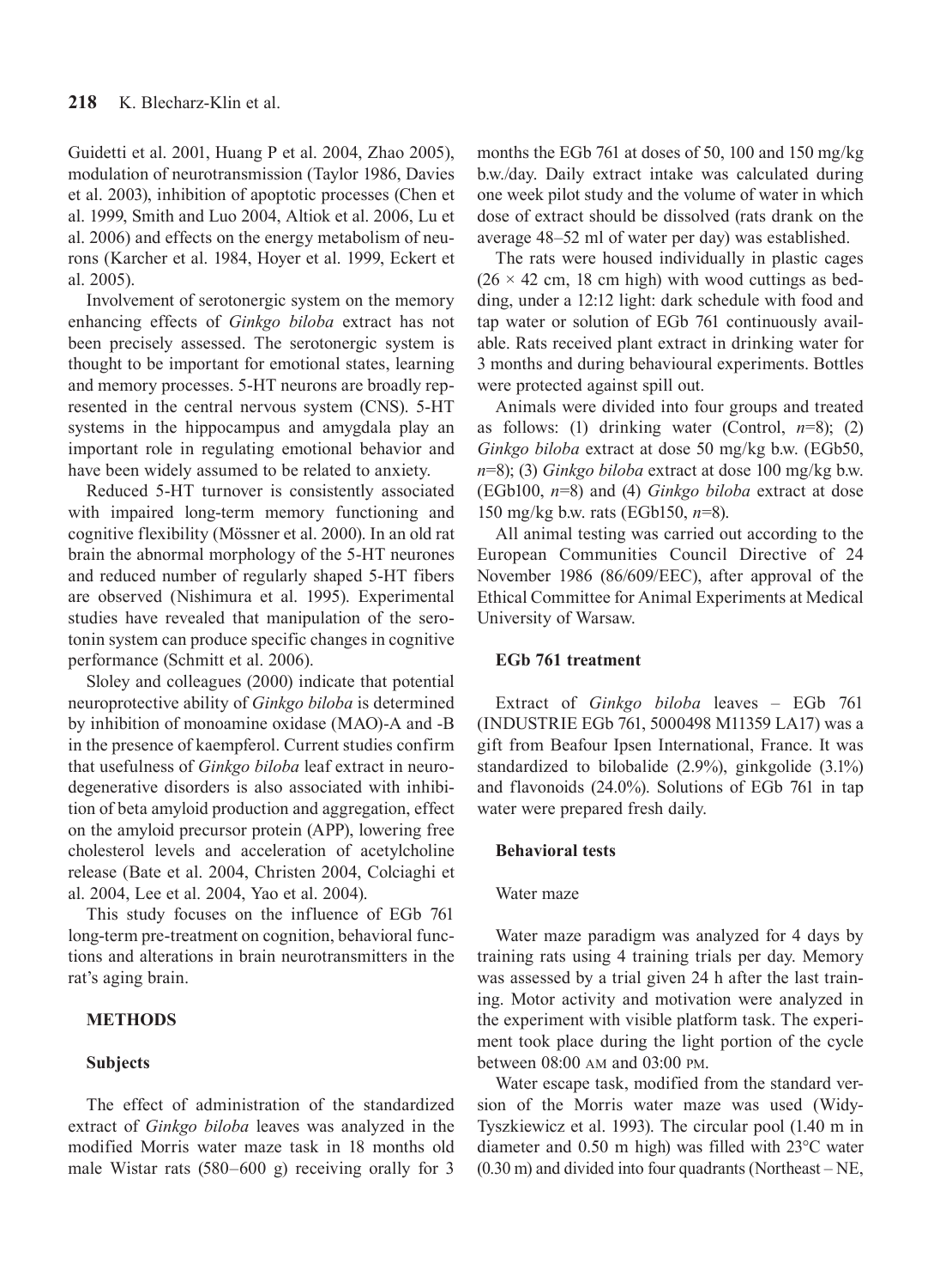Guidetti et al. 2001, Huang P et al. 2004, Zhao 2005), modulation of neurotransmission (Taylor 1986, Davies et al. 2003), inhibition of apoptotic processes (Chen et al. 1999, Smith and Luo 2004, Altiok et al. 2006, Lu et al. 2006) and effects on the energy metabolism of neurons (Karcher et al. 1984, Hoyer et al. 1999, Eckert et al. 2005).

Involvement of serotonergic system on the memory enhancing effects of *Ginkgo biloba* extract has not been precisely assessed. The serotonergic system is thought to be important for emotional states, learning and memory processes. 5-HT neurons are broadly represented in the central nervous system (CNS). 5-HT systems in the hippocampus and amygdala play an important role in regulating emotional behavior and have been widely assumed to be related to anxiety.

Reduced 5-HT turnover is consistently associated with impaired long-term memory functioning and cognitive flexibility (Mössner et al. 2000). In an old rat brain the abnormal morphology of the 5-HT neurones and reduced number of regularly shaped 5-HT fibers are observed (Nishimura et al. 1995). Experimental studies have revealed that manipulation of the serotonin system can produce specific changes in cognitive performance (Schmitt et al. 2006).

Sloley and colleagues (2000) indicate that potential neuroprotective ability of *Ginkgo biloba* is determined by inhibition of monoamine oxidase (MAO)-A and -B in the presence of kaempferol. Current studies confirm that usefulness of *Ginkgo biloba* leaf extract in neurodegenerative disorders is also associated with inhibition of beta amyloid production and aggregation, effect on the amyloid precursor protein (APP), lowering free cholesterol levels and acceleration of acetylcholine release (Bate et al. 2004, Christen 2004, Colciaghi et al. 2004, Lee et al. 2004, Yao et al. 2004).

This study focuses on the influence of EGb 761 long-term pre-treatment on cognition, behavioral functions and alterations in brain neurotransmitters in the rat's aging brain.

## METHODS

### Subjects

The effect of administration of the standardized extract of *Ginkgo biloba* leaves was analyzed in the modified Morris water maze task in 18 months old male Wistar rats (580–600 g) receiving orally for 3 months the EGb 761 at doses of 50, 100 and 150 mg/kg b.w./day. Daily extract intake was calculated during one week pilot study and the volume of water in which dose of extract should be dissolved (rats drank on the average 48–52 ml of water per day) was established.

The rats were housed individually in plastic cages (26 × 42 cm, 18 cm high) with wood cuttings as bedding, under a 12:12 light: dark schedule with food and tap water or solution of EGb 761 continuously available. Rats received plant extract in drinking water for 3 months and during behavioural experiments. Bottles were protected against spill out.

Animals were divided into four groups and treated as follows: (1) drinking water (Control, *n*=8); (2) *Ginkgo biloba* extract at dose 50 mg/kg b.w. (EGb50, *n*=8); (3) *Ginkgo biloba* extract at dose 100 mg/kg b.w. (EGb100, *n*=8) and (4) *Ginkgo biloba* extract at dose 150 mg/kg b.w. rats (EGb150, *n*=8).

All animal testing was carried out according to the European Communities Council Directive of 24 November 1986 (86/609/EEC), after approval of the Ethical Committee for Animal Experiments at Medical University of Warsaw.

### EGb 761 treatment

Extract of *Ginkgo biloba* leaves – EGb 761 (INDUSTRIE EGb 761, 5000498 M11359 LA17) was a gift from Beafour Ipsen International, France. It was standardized to bilobalide (2.9%), ginkgolide (3.1%) and flavonoids (24.0%). Solutions of EGb 761 in tap water were prepared fresh daily.

### Behavioral tests

#### Water maze

Water maze paradigm was analyzed for 4 days by training rats using 4 training trials per day. Memory was assessed by a trial given 24 h after the last training. Motor activity and motivation were analyzed in the experiment with visible platform task. The experiment took place during the light portion of the cycle between 08:00 AM and 03:00 PM.

Water escape task, modified from the standard version of the Morris water maze was used (Widy-Tyszkiewicz et al. 1993). The circular pool (1.40 m in diameter and 0.50 m high) was filled with 23°C water (0.30 m) and divided into four quadrants (Northeast – NE,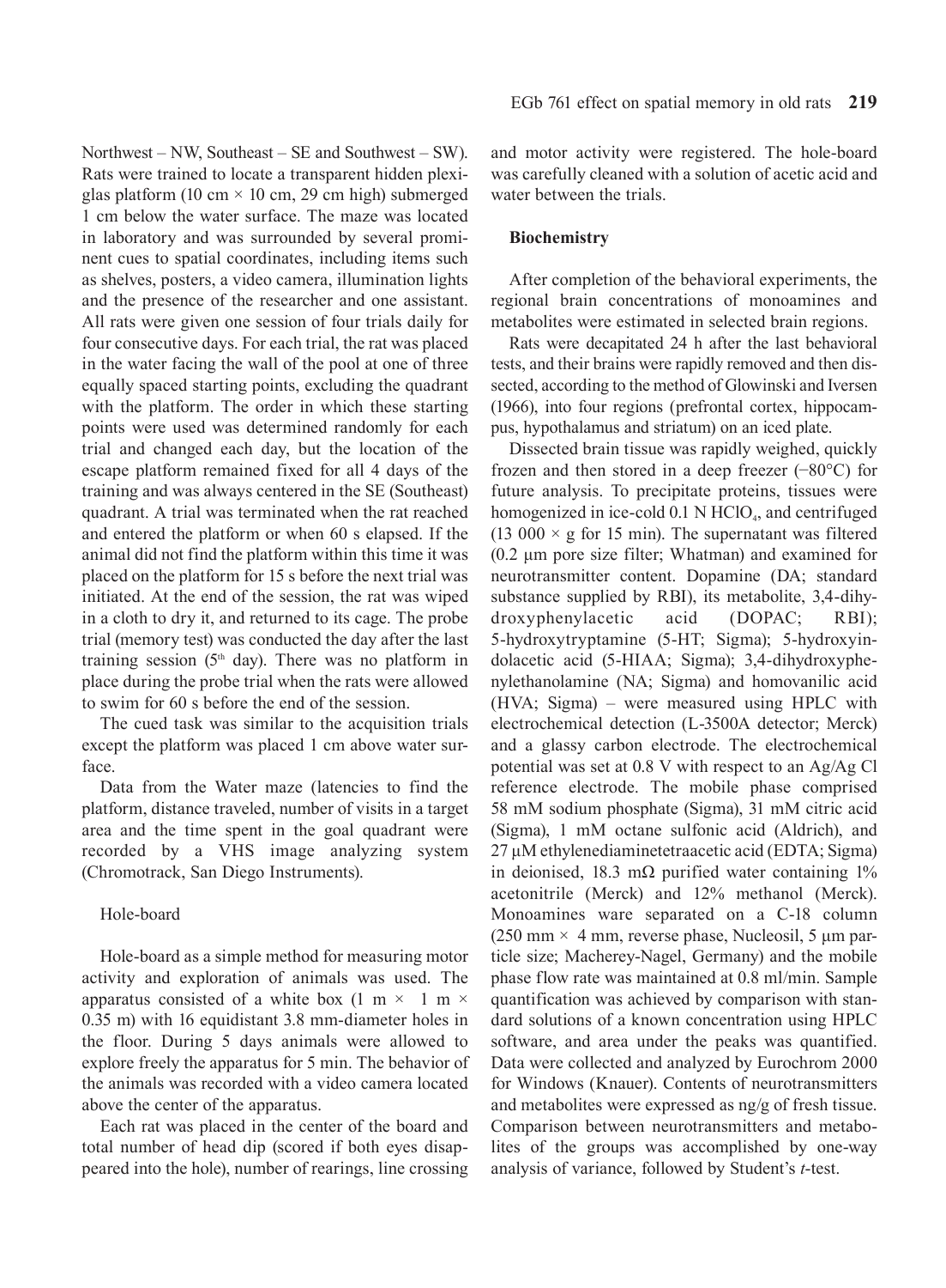Northwest – NW, Southeast – SE and Southwest – SW). Rats were trained to locate a transparent hidden plexiglas platform (10 cm × 10 cm, 29 cm high) submerged 1 cm below the water surface. The maze was located in laboratory and was surrounded by several prominent cues to spatial coordinates, including items such as shelves, posters, a video camera, illumination lights and the presence of the researcher and one assistant. All rats were given one session of four trials daily for four consecutive days. For each trial, the rat was placed in the water facing the wall of the pool at one of three equally spaced starting points, excluding the quadrant with the platform. The order in which these starting points were used was determined randomly for each trial and changed each day, but the location of the escape platform remained fixed for all 4 days of the training and was always centered in the SE (Southeast) quadrant. A trial was terminated when the rat reached and entered the platform or when 60 s elapsed. If the animal did not find the platform within this time it was placed on the platform for 15 s before the next trial was initiated. At the end of the session, the rat was wiped in a cloth to dry it, and returned to its cage. The probe trial (memory test) was conducted the day after the last training session ($5^{th}$ day). There was no platform in place during the probe trial when the rats were allowed to swim for 60 s before the end of the session.

The cued task was similar to the acquisition trials except the platform was placed 1 cm above water surface.

Data from the Water maze (latencies to find the platform, distance traveled, number of visits in a target area and the time spent in the goal quadrant were recorded by a VHS image analyzing system (Chromotrack, San Diego Instruments).

### Hole-board

Hole-board as a simple method for measuring motor activity and exploration of animals was used. The apparatus consisted of a white box (1 m × 1 m × 0.35 m) with 16 equidistant 3.8 mm-diameter holes in the floor. During 5 days animals were allowed to explore freely the apparatus for 5 min. The behavior of the animals was recorded with a video camera located above the center of the apparatus.

Each rat was placed in the center of the board and total number of head dip (scored if both eyes disappeared into the hole), number of rearings, line crossing and motor activity were registered. The hole-board was carefully cleaned with a solution of acetic acid and water between the trials.

## Biochemistry

After completion of the behavioral experiments, the regional brain concentrations of monoamines and metabolites were estimated in selected brain regions.

Rats were decapitated 24 h after the last behavioral tests, and their brains were rapidly removed and then dissected, according to the method of Glowinski and Iversen (1966), into four regions (prefrontal cortex, hippocampus, hypothalamus and striatum) on an iced plate.

Dissected brain tissue was rapidly weighed, quickly frozen and then stored in a deep freezer (−80°C) for future analysis. To precipitate proteins, tissues were homogenized in ice-cold 0.1 N $HClO_4$, and centrifuged (13 000 × g for 15 min). The supernatant was filtered (0.2 µm pore size filter; Whatman) and examined for neurotransmitter content. Dopamine (DA; standard substance supplied by RBI), its metabolite, 3,4-dihydroxyphenylacetic acid (DOPAC; RBI); 5-hydroxytryptamine (5-HT; Sigma); 5-hydroxyindolacetic acid (5-HIAA; Sigma); 3,4-dihydroxyphenylethanolamine (NA; Sigma) and homovanilic acid (HVA; Sigma) – were measured using HPLC with electrochemical detection (L-3500A detector; Merck) and a glassy carbon electrode. The electrochemical potential was set at 0.8 V with respect to an Ag/Ag Cl reference electrode. The mobile phase comprised 58 mM sodium phosphate (Sigma), 31 mM citric acid (Sigma), 1 mM octane sulfonic acid (Aldrich), and 27 µM ethylenediaminetetraacetic acid (EDTA; Sigma) in deionised, 18.3 mΩ purified water containing 1% acetonitrile (Merck) and 12% methanol (Merck). Monoamines ware separated on a C-18 column (250 mm × 4 mm, reverse phase, Nucleosil, 5 µm particle size; Macherey-Nagel, Germany) and the mobile phase flow rate was maintained at 0.8 ml/min. Sample quantification was achieved by comparison with standard solutions of a known concentration using HPLC software, and area under the peaks was quantified. Data were collected and analyzed by Eurochrom 2000 for Windows (Knauer). Contents of neurotransmitters and metabolites were expressed as ng/g of fresh tissue. Comparison between neurotransmitters and metabolites of the groups was accomplished by one-way analysis of variance, followed by Student's *t*-test.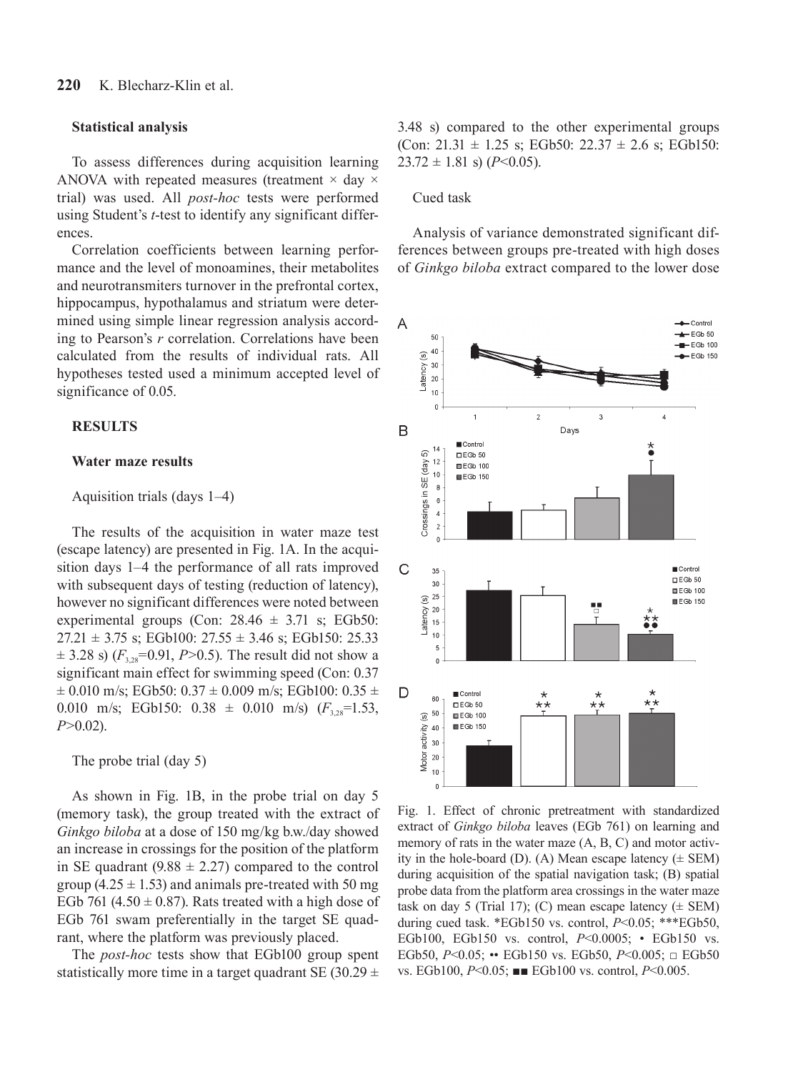### Statistical analysis

To assess differences during acquisition learning ANOVA with repeated measures (treatment × day × trial) was used. All *post-hoc* tests were performed using Student's *t*-test to identify any significant differences.

Correlation coefficients between learning performance and the level of monoamines, their metabolites and neurotransmiters turnover in the prefrontal cortex, hippocampus, hypothalamus and striatum were determined using simple linear regression analysis according to Pearson's *r* correlation. Correlations have been calculated from the results of individual rats. All hypotheses tested used a minimum accepted level of significance of 0.05.

## RESULTS

### Water maze results

Aquisition trials (days 1–4)

The results of the acquisition in water maze test (escape latency) are presented in Fig. 1A. In the acquisition days 1–4 the performance of all rats improved with subsequent days of testing (reduction of latency), however no significant differences were noted between experimental groups (Con: 28.46 ± 3.71 s; EGb50: 27.21 ± 3.75 s; EGb100: 27.55 ± 3.46 s; EGb150: 25.33 ± 3.28 s) ($F_{3,28}$=0.91, $P$>0.5). The result did not show a significant main effect for swimming speed (Con: 0.37 ± 0.010 m/s; EGb50: 0.37 ± 0.009 m/s; EGb100: 0.35 ± 0.010 m/s; EGb150: 0.38 ± 0.010 m/s) ($F_{3,28}$=1.53, $P$>0.02).

The probe trial (day 5)

As shown in Fig. 1B, in the probe trial on day 5 (memory task), the group treated with the extract of *Ginkgo biloba* at a dose of 150 mg/kg b.w./day showed an increase in crossings for the position of the platform in SE quadrant (9.88 ± 2.27) compared to the control group (4.25 ± 1.53) and animals pre-treated with 50 mg EGb 761 (4.50 ± 0.87). Rats treated with a high dose of EGb 761 swam preferentially in the target SE quadrant, where the platform was previously placed.

The *post-hoc* tests show that EGb100 group spent statistically more time in a target quadrant SE (30.29 ± 3.48 s) compared to the other experimental groups (Con: 21.31 ± 1.25 s; EGb50: 22.37 ± 2.6 s; EGb150: 23.72 ± 1.81 s) ($P$<0.05).

Cued task

Analysis of variance demonstrated significant differences between groups pre-treated with high doses of *Ginkgo biloba* extract compared to the lower dose

Fig. 1. Effect of chronic pretreatment with standardized extract of *Ginkgo biloba* leaves (EGb 761) on learning and memory of rats in the water maze (A, B, C) and motor activity in the hole-board (D). (A) Mean escape latency (± SEM) during acquisition of the spatial navigation task; (B) spatial probe data from the platform area crossings in the water maze task on day 5 (Trial 17); (C) mean escape latency (± SEM) during cued task. *EGb150 vs. control, $P$<0.05; ***EGb50, EGb100, EGb150 vs. control, $P$<0.0005; • EGb150 vs. EGb50, $P$<0.05; •• EGb150 vs. EGb50, $P$<0.005; □ EGb50 vs. EGb100, $P$<0.05; ■■ EGb100 vs. control, $P$<0.005.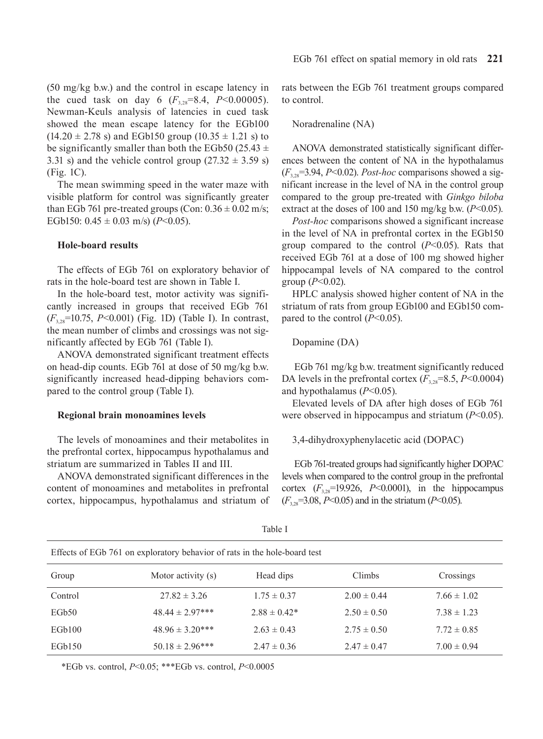(50 mg/kg b.w.) and the control in escape latency in the cued task on day 6 ($F_{3,28}$=8.4, $P$<0.00005). Newman-Keuls analysis of latencies in cued task showed the mean escape latency for the EGb100 (14.20 ± 2.78 s) and EGb150 group (10.35 ± 1.21 s) to be significantly smaller than both the EGb50 (25.43 ± 3.31 s) and the vehicle control group (27.32 ± 3.59 s) (Fig. 1C).

The mean swimming speed in the water maze with visible platform for control was significantly greater than EGb 761 pre-treated groups (Con: 0.36 ± 0.02 m/s; EGb150: 0.45 ± 0.03 m/s) ($P$<0.05).

### Hole-board results

The effects of EGb 761 on exploratory behavior of rats in the hole-board test are shown in Table I.

In the hole-board test, motor activity was significantly increased in groups that received EGb 761 ($F_{3,28}$=10.75, $P$<0.001) (Fig. 1D) (Table I). In contrast, the mean number of climbs and crossings was not significantly affected by EGb 761 (Table I).

ANOVA demonstrated significant treatment effects on head-dip counts. EGb 761 at dose of 50 mg/kg b.w. significantly increased head-dipping behaviors compared to the control group (Table I).

### Regional brain monoamines levels

The levels of monoamines and their metabolites in the prefrontal cortex, hippocampus hypothalamus and striatum are summarized in Tables II and III.

ANOVA demonstrated significant differences in the content of monoamines and metabolites in prefrontal cortex, hippocampus, hypothalamus and striatum of rats between the EGb 761 treatment groups compared to control.

Noradrenaline (NA)

ANOVA demonstrated statistically significant differences between the content of NA in the hypothalamus ($F_{3,28}$=3.94, $P$<0.02). *Post-hoc* comparisons showed a significant increase in the level of NA in the control group compared to the group pre-treated with *Ginkgo biloba* extract at the doses of 100 and 150 mg/kg b.w. ($P$<0.05).

*Post-hoc* comparisons showed a significant increase in the level of NA in prefrontal cortex in the EGb150 group compared to the control ($P$<0.05). Rats that received EGb 761 at a dose of 100 mg showed higher hippocampal levels of NA compared to the control group ($P$<0.02).

HPLC analysis showed higher content of NA in the striatum of rats from group EGb100 and EGb150 compared to the control ($P$<0.05).

Dopamine (DA)

EGb 761 mg/kg b.w. treatment significantly reduced DA levels in the prefrontal cortex ($F_{3,28}$=8.5, $P$<0.0004) and hypothalamus ($P$<0.05).

Elevated levels of DA after high doses of EGb 761 were observed in hippocampus and striatum ($P$<0.05).

3,4-dihydroxyphenylacetic acid (DOPAC)

EGb 761-treated groups had significantly higher DOPAC levels when compared to the control group in the prefrontal cortex ($F_{3,28}$=19.926, $P$<0.0001), in the hippocampus ($F_{3,28}$=3.08, $P$<0.05) and in the striatum ($P$<0.05).

Table I

Effects of EGb 761 on exploratory behavior of rats in the hole-board test

| Group | Motor activity (s) | Head dips | Climbs | Crossings |
|---|---|---|---|---|
| Control | 27.82 ± 3.26 | 1.75 ± 0.37 | 2.00 ± 0.44 | 7.66 ± 1.02 |
| EGb50 | 48.44 ± 2.97*** | 2.88 ± 0.42* | 2.50 ± 0.50 | 7.38 ± 1.23 |
| EGb100 | 48.96 ± 3.20*** | 2.63 ± 0.43 | 2.75 ± 0.50 | 7.72 ± 0.85 |
| EGb150 | 50.18 ± 2.96*** | 2.47 ± 0.36 | 2.47 ± 0.47 | 7.00 ± 0.94 |

*EGb vs. control, $P$<0.05; ***EGb vs. control, $P$<0.0005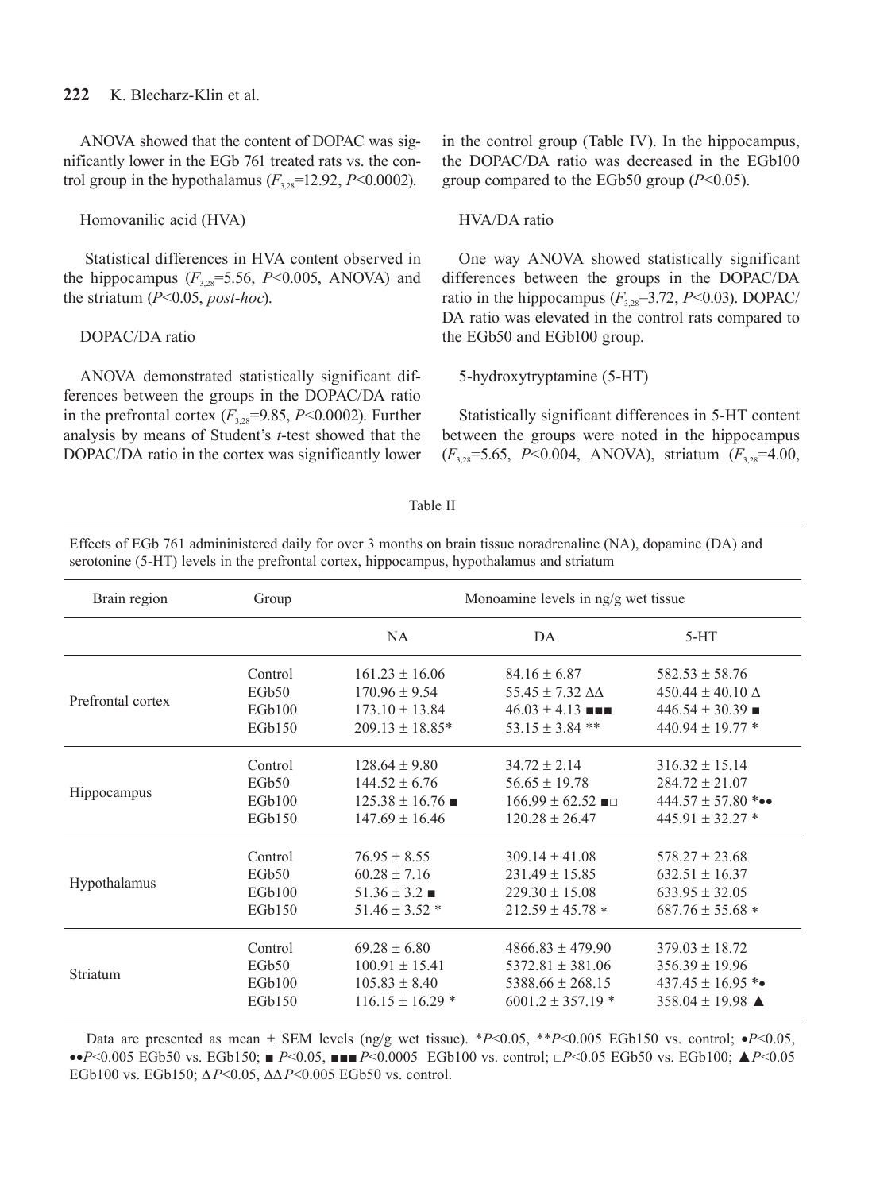ANOVA showed that the content of DOPAC was significantly lower in the EGb 761 treated rats vs. the control group in the hypothalamus ($F_{3,28}$=12.92, $P$<0.0002).

Homovanilic acid (HVA)

Statistical differences in HVA content observed in the hippocampus ($F_{3,28}$=5.56, $P$<0.005, ANOVA) and the striatum ($P$<0.05, *post-hoc*).

DOPAC/DA ratio

ANOVA demonstrated statistically significant differences between the groups in the DOPAC/DA ratio in the prefrontal cortex ($F_{3,28}$=9.85, $P$<0.0002). Further analysis by means of Student's *t*-test showed that the DOPAC/DA ratio in the cortex was significantly lower in the control group (Table IV). In the hippocampus, the DOPAC/DA ratio was decreased in the EGb100 group compared to the EGb50 group ($P$<0.05).

HVA/DA ratio

One way ANOVA showed statistically significant differences between the groups in the DOPAC/DA ratio in the hippocampus ($F_{3,28}$=3.72, $P$<0.03). DOPAC/DA ratio was elevated in the control rats compared to the EGb50 and EGb100 group.

5-hydroxytryptamine (5-HT)

Statistically significant differences in 5-HT content between the groups were noted in the hippocampus ($F_{3,28}$=5.65, $P$<0.004, ANOVA), striatum ($F_{3,28}$=4.00,

Table II

Effects of EGb 761 admininistered daily for over 3 months on brain tissue noradrenaline (NA), dopamine (DA) and serotonine (5-HT) levels in the prefrontal cortex, hippocampus, hypothalamus and striatum

| Brain region | Group | Monoamine levels in ng/g wet tissue | | |
|---|---|---|---|---|
| | | NA | DA | 5-HT |
| Prefrontal cortex | Control | 161.23 ± 16.06 | 84.16 ± 6.87 | 582.53 ± 58.76 |
| | EGb50 | 170.96 ± 9.54 | 55.45 ± 7.32 ΔΔ | 450.44 ± 40.10 Δ |
| | EGb100 | 173.10 ± 13.84 | 46.03 ± 4.13 ■■■ | 446.54 ± 30.39 ■ |
| | EGb150 | 209.13 ± 18.85* | 53.15 ± 3.84 ** | 440.94 ± 19.77 * |
| Hippocampus | Control | 128.64 ± 9.80 | 34.72 ± 2.14 | 316.32 ± 15.14 |
| | EGb50 | 144.52 ± 6.76 | 56.65 ± 19.78 | 284.72 ± 21.07 |
| | EGb100 | 125.38 ± 16.76 ■ | 166.99 ± 62.52 ■□ | 444.57 ± 57.80 *•• |
| | EGb150 | 147.69 ± 16.46 | 120.28 ± 26.47 | 445.91 ± 32.27 * |
| Hypothalamus | Control | 76.95 ± 8.55 | 309.14 ± 41.08 | 578.27 ± 23.68 |
| | EGb50 | 60.28 ± 7.16 | 231.49 ± 15.85 | 632.51 ± 16.37 |
| | EGb100 | 51.36 ± 3.2 ■ | 229.30 ± 15.08 | 633.95 ± 32.05 |
| | EGb150 | 51.46 ± 3.52 * | 212.59 ± 45.78 * | 687.76 ± 55.68 * |
| Striatum | Control | 69.28 ± 6.80 | 4866.83 ± 479.90 | 379.03 ± 18.72 |
| | EGb50 | 100.91 ± 15.41 | 5372.81 ± 381.06 | 356.39 ± 19.96 |
| | EGb100 | 105.83 ± 8.40 | 5388.66 ± 268.15 | 437.45 ± 16.95 *• |
| | EGb150 | 116.15 ± 16.29 * | 6001.2 ± 357.19 * | 358.04 ± 19.98 ▲ |

Data are presented as mean ± SEM levels (ng/g wet tissue). *$P$<0.05, **$P$<0.005 EGb150 vs. control; •$P$<0.05, ••$P$<0.005 EGb50 vs. EGb150; ■ $P$<0.05, ■■■ $P$<0.0005 EGb100 vs. control; □$P$<0.05 EGb50 vs. EGb100; ▲$P$<0.05 EGb100 vs. EGb150; Δ$P$<0.05, ΔΔ$P$<0.005 EGb50 vs. control.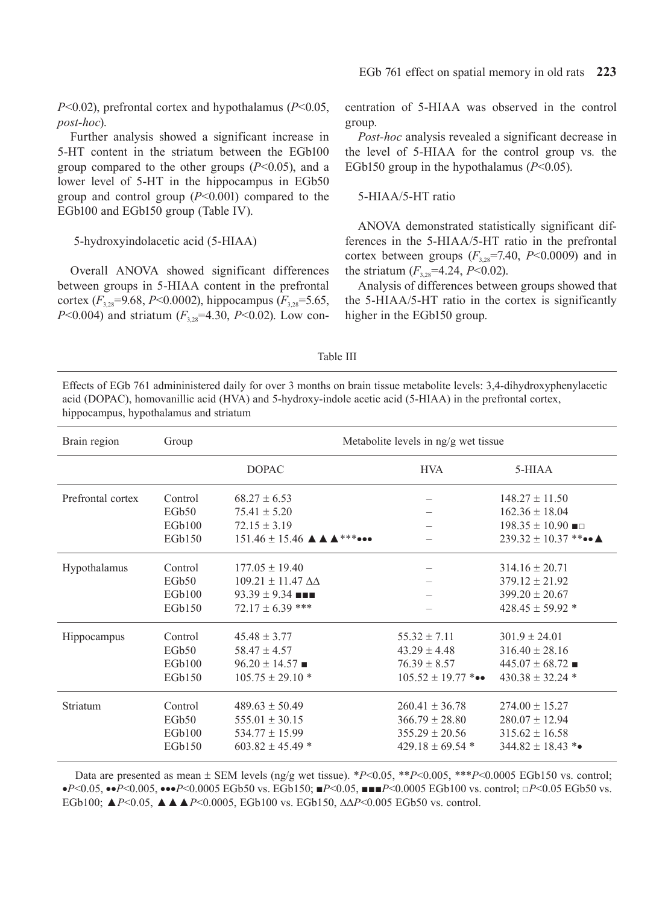$P<0.02$), prefrontal cortex and hypothalamus ($P<0.05$, *post-hoc*).

Further analysis showed a significant increase in 5-HT content in the striatum between the EGb100 group compared to the other groups ($P<0.05$), and a lower level of 5-HT in the hippocampus in EGb50 group and control group ($P<0.001$) compared to the EGb100 and EGb150 group (Table IV).

### 5-hydroxyindolacetic acid (5-HIAA)

Overall ANOVA showed significant differences between groups in 5-HIAA content in the prefrontal cortex ($F_{3,28}$=9.68, $P<0.0002$), hippocampus ($F_{3,28}$=5.65, $P<0.004$) and striatum ($F_{3,28}$=4.30, $P<0.02$). Low concentration of 5-HIAA was observed in the control group.

*Post-hoc* analysis revealed a significant decrease in the level of 5-HIAA for the control group *vs.* the EGb150 group in the hypothalamus ($P<0.05$).

### 5-HIAA/5-HT ratio

ANOVA demonstrated statistically significant differences in the 5-HIAA/5-HT ratio in the prefrontal cortex between groups ($F_{3,28}$=7.40, $P<0.0009$) and in the striatum ($F_{3,28}$=4.24, $P<0.02$).

Analysis of differences between groups showed that the 5-HIAA/5-HT ratio in the cortex is significantly higher in the EGb150 group.

Table III

Effects of EGb 761 admininistered daily for over 3 months on brain tissue metabolite levels: 3,4-dihydroxyphenylacetic acid (DOPAC), homovanillic acid (HVA) and 5-hydroxy-indole acetic acid (5-HIAA) in the prefrontal cortex, hippocampus, hypothalamus and striatum

| Brain region | Group | Metabolite levels in ng/g wet tissue | | |
|---|---|---|---|---|
| | | DOPAC | HVA | 5-HIAA |
| Prefrontal cortex | Control | 68.27 ± 6.53 | – | 148.27 ± 11.50 |
| | EGb50 | 75.41 ± 5.20 | – | 162.36 ± 18.04 |
| | EGb100 | 72.15 ± 3.19 | – | 198.35 ± 10.90 ■□ |
| | EGb150 | 151.46 ± 15.46 ▲▲▲***••• | – | 239.32 ± 10.37 **••▲ |
| Hypothalamus | Control | 177.05 ± 19.40 | – | 314.16 ± 20.71 |
| | EGb50 | 109.21 ± 11.47 ΔΔ | – | 379.12 ± 21.92 |
| | EGb100 | 93.39 ± 9.34 ■■■ | – | 399.20 ± 20.67 |
| | EGb150 | 72.17 ± 6.39 *** | – | 428.45 ± 59.92 * |
| Hippocampus | Control | 45.48 ± 3.77 | 55.32 ± 7.11 | 301.9 ± 24.01 |
| | EGb50 | 58.47 ± 4.57 | 43.29 ± 4.48 | 316.40 ± 28.16 |
| | EGb100 | 96.20 ± 14.57 ■ | 76.39 ± 8.57 | 445.07 ± 68.72 ■ |
| | EGb150 | 105.75 ± 29.10 * | 105.52 ± 19.77 *•• | 430.38 ± 32.24 * |
| Striatum | Control | 489.63 ± 50.49 | 260.41 ± 36.78 | 274.00 ± 15.27 |
| | EGb50 | 555.01 ± 30.15 | 366.79 ± 28.80 | 280.07 ± 12.94 |
| | EGb100 | 534.77 ± 15.99 | 355.29 ± 20.56 | 315.62 ± 16.58 |
| | EGb150 | 603.82 ± 45.49 * | 429.18 ± 69.54 * | 344.82 ± 18.43 *• |

Data are presented as mean ± SEM levels (ng/g wet tissue). *$P<0.05$, **$P<0.005$, ***$P<0.0005$ EGb150 vs. control; •$P<0.05$, ••$P<0.005$, •••$P<0.0005$ EGb50 vs. EGb150; ■$P<0.05$, ■■■$P<0.0005$ EGb100 vs. control; □$P<0.05$ EGb50 vs. EGb100; ▲$P<0.05$, ▲▲▲$P<0.0005$, EGb100 vs. EGb150, ΔΔ$P<0.005$ EGb50 vs. control.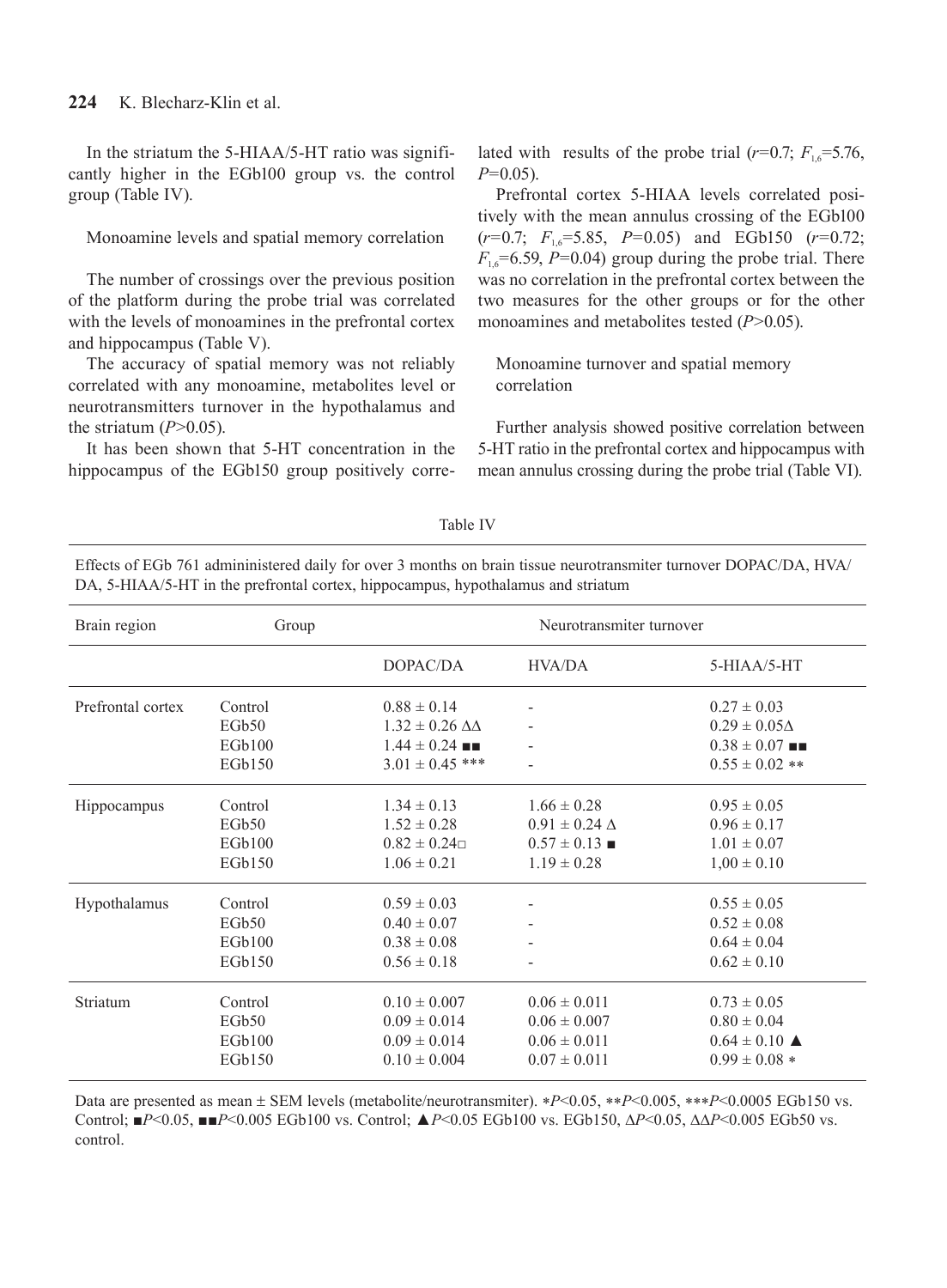In the striatum the 5-HIAA/5-HT ratio was significantly higher in the EGb100 group vs. the control group (Table IV).

### Monoamine levels and spatial memory correlation

The number of crossings over the previous position of the platform during the probe trial was correlated with the levels of monoamines in the prefrontal cortex and hippocampus (Table V).

The accuracy of spatial memory was not reliably correlated with any monoamine, metabolites level or neurotransmitters turnover in the hypothalamus and the striatum ($P$>0.05).

It has been shown that 5-HT concentration in the hippocampus of the EGb150 group positively correlated with results of the probe trial ($r$=0.7; $F_{1,6}$=5.76, $P$=0.05).

Prefrontal cortex 5-HIAA levels correlated positively with the mean annulus crossing of the EGb100 ($r$=0.7; $F_{1,6}$=5.85, $P$=0.05) and EGb150 ($r$=0.72; $F_{1,6}$=6.59, $P$=0.04) group during the probe trial. There was no correlation in the prefrontal cortex between the two measures for the other groups or for the other monoamines and metabolites tested ($P$>0.05).

### Monoamine turnover and spatial memory correlation

Further analysis showed positive correlation between 5-HT ratio in the prefrontal cortex and hippocampus with mean annulus crossing during the probe trial (Table VI).

Table IV

Effects of EGb 761 admininistered daily for over 3 months on brain tissue neurotransmiter turnover DOPAC/DA, HVA/DA, 5-HIAA/5-HT in the prefrontal cortex, hippocampus, hypothalamus and striatum

| Brain region | Group | Neurotransmiter turnover | | |
|---|---|---|---|---|
| | | DOPAC/DA | HVA/DA | 5-HIAA/5-HT |
| Prefrontal cortex | Control | 0.88 ± 0.14 | - | 0.27 ± 0.03 |
| | EGb50 | 1.32 ± 0.26 ΔΔ | - | 0.29 ± 0.05Δ |
| | EGb100 | 1.44 ± 0.24 ■■ | - | 0.38 ± 0.07 ■■ |
| | EGb150 | 3.01 ± 0.45 *** | - | 0.55 ± 0.02 ** |
| Hippocampus | Control | 1.34 ± 0.13 | 1.66 ± 0.28 | 0.95 ± 0.05 |
| | EGb50 | 1.52 ± 0.28 | 0.91 ± 0.24 Δ | 0.96 ± 0.17 |
| | EGb100 | 0.82 ± 0.24□ | 0.57 ± 0.13 ■ | 1.01 ± 0.07 |
| | EGb150 | 1.06 ± 0.21 | 1.19 ± 0.28 | 1,00 ± 0.10 |
| Hypothalamus | Control | 0.59 ± 0.03 | - | 0.55 ± 0.05 |
| | EGb50 | 0.40 ± 0.07 | - | 0.52 ± 0.08 |
| | EGb100 | 0.38 ± 0.08 | - | 0.64 ± 0.04 |
| | EGb150 | 0.56 ± 0.18 | - | 0.62 ± 0.10 |
| Striatum | Control | 0.10 ± 0.007 | 0.06 ± 0.011 | 0.73 ± 0.05 |
| | EGb50 | 0.09 ± 0.014 | 0.06 ± 0.007 | 0.80 ± 0.04 |
| | EGb100 | 0.09 ± 0.014 | 0.06 ± 0.011 | 0.64 ± 0.10 ▲ |
| | EGb150 | 0.10 ± 0.004 | 0.07 ± 0.011 | 0.99 ± 0.08 * |

Data are presented as mean ± SEM levels (metabolite/neurotransmiter). *$P$<0.05, **$P$<0.005, ***$P$<0.0005 EGb150 vs. Control; ■$P$<0.05, ■■$P$<0.005 EGb100 vs. Control; ▲$P$<0.05 EGb100 vs. EGb150, Δ$P$<0.05, ΔΔ$P$<0.005 EGb50 vs. control.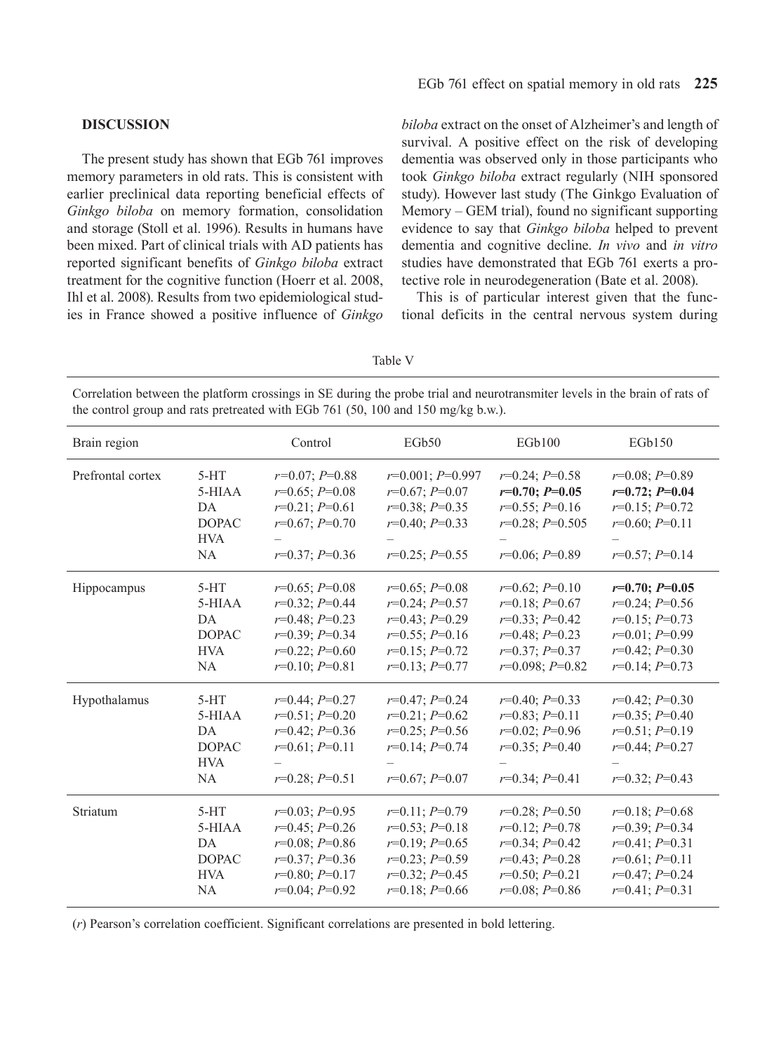## DISCUSSION

The present study has shown that EGb 761 improves memory parameters in old rats. This is consistent with earlier preclinical data reporting beneficial effects of *Ginkgo biloba* on memory formation, consolidation and storage (Stoll et al. 1996). Results in humans have been mixed. Part of clinical trials with AD patients has reported significant benefits of *Ginkgo biloba* extract treatment for the cognitive function (Hoerr et al. 2008, Ihl et al. 2008). Results from two epidemiological studies in France showed a positive influence of *Ginkgo biloba* extract on the onset of Alzheimer's and length of survival. A positive effect on the risk of developing dementia was observed only in those participants who took *Ginkgo biloba* extract regularly (NIH sponsored study). However last study (The Ginkgo Evaluation of Memory – GEM trial), found no significant supporting evidence to say that *Ginkgo biloba* helped to prevent dementia and cognitive decline. *In vivo* and *in vitro* studies have demonstrated that EGb 761 exerts a protective role in neurodegeneration (Bate et al. 2008).

This is of particular interest given that the functional deficits in the central nervous system during

Table V

Correlation between the platform crossings in SE during the probe trial and neurotransmiter levels in the brain of rats of the control group and rats pretreated with EGb 761 (50, 100 and 150 mg/kg b.w.).

| Brain region | | Control | EGb50 | EGb100 | EGb150 |
|---|---|---|---|---|---|
| Prefrontal cortex | 5-HT | *r*=0.07; *P*=0.88 | *r*=0.001; *P*=0.997 | *r*=0.24; *P*=0.58 | *r*=0.08; *P*=0.89 |
| | 5-HIAA | *r*=0.65; *P*=0.08 | *r*=0.67; *P*=0.07 | ***r*=0.70; *P*=0.05** | ***r*=0.72; *P*=0.04** |
| | DA | *r*=0.21; *P*=0.61 | *r*=0.38; *P*=0.35 | *r*=0.55; *P*=0.16 | *r*=0.15; *P*=0.72 |
| | DOPAC | *r*=0.67; *P*=0.70 | *r*=0.40; *P*=0.33 | *r*=0.28; *P*=0.505 | *r*=0.60; *P*=0.11 |
| | HVA | – | – | – | – |
| | NA | *r*=0.37; *P*=0.36 | *r*=0.25; *P*=0.55 | *r*=0.06; *P*=0.89 | *r*=0.57; *P*=0.14 |
| Hippocampus | 5-HT | *r*=0.65; *P*=0.08 | *r*=0.65; *P*=0.08 | *r*=0.62; *P*=0.10 | ***r*=0.70; *P*=0.05** |
| | 5-HIAA | *r*=0.32; *P*=0.44 | *r*=0.24; *P*=0.57 | *r*=0.18; *P*=0.67 | *r*=0.24; *P*=0.56 |
| | DA | *r*=0.48; *P*=0.23 | *r*=0.43; *P*=0.29 | *r*=0.33; *P*=0.42 | *r*=0.15; *P*=0.73 |
| | DOPAC | *r*=0.39; *P*=0.34 | *r*=0.55; *P*=0.16 | *r*=0.48; *P*=0.23 | *r*=0.01; *P*=0.99 |
| | HVA | *r*=0.22; *P*=0.60 | *r*=0.15; *P*=0.72 | *r*=0.37; *P*=0.37 | *r*=0.42; *P*=0.30 |
| | NA | *r*=0.10; *P*=0.81 | *r*=0.13; *P*=0.77 | *r*=0.098; *P*=0.82 | *r*=0.14; *P*=0.73 |
| Hypothalamus | 5-HT | *r*=0.44; *P*=0.27 | *r*=0.47; *P*=0.24 | *r*=0.40; *P*=0.33 | *r*=0.42; *P*=0.30 |
| | 5-HIAA | *r*=0.51; *P*=0.20 | *r*=0.21; *P*=0.62 | *r*=0.83; *P*=0.11 | *r*=0.35; *P*=0.40 |
| | DA | *r*=0.42; *P*=0.36 | *r*=0.25; *P*=0.56 | *r*=0.02; *P*=0.96 | *r*=0.51; *P*=0.19 |
| | DOPAC | *r*=0.61; *P*=0.11 | *r*=0.14; *P*=0.74 | *r*=0.35; *P*=0.40 | *r*=0.44; *P*=0.27 |
| | HVA | – | – | – | – |
| | NA | *r*=0.28; *P*=0.51 | *r*=0.67; *P*=0.07 | *r*=0.34; *P*=0.41 | *r*=0.32; *P*=0.43 |
| Striatum | 5-HT | *r*=0.03; *P*=0.95 | *r*=0.11; *P*=0.79 | *r*=0.28; *P*=0.50 | *r*=0.18; *P*=0.68 |
| | 5-HIAA | *r*=0.45; *P*=0.26 | *r*=0.53; *P*=0.18 | *r*=0.12; *P*=0.78 | *r*=0.39; *P*=0.34 |
| | DA | *r*=0.08; *P*=0.86 | *r*=0.19; *P*=0.65 | *r*=0.34; *P*=0.42 | *r*=0.41; *P*=0.31 |
| | DOPAC | *r*=0.37; *P*=0.36 | *r*=0.23; *P*=0.59 | *r*=0.43; *P*=0.28 | *r*=0.61; *P*=0.11 |
| | HVA | *r*=0.80; *P*=0.17 | *r*=0.32; *P*=0.45 | *r*=0.50; *P*=0.21 | *r*=0.47; *P*=0.24 |
| | NA | *r*=0.04; *P*=0.92 | *r*=0.18; *P*=0.66 | *r*=0.08; *P*=0.86 | *r*=0.41; *P*=0.31 |

(*r*) Pearson's correlation coefficient. Significant correlations are presented in bold lettering.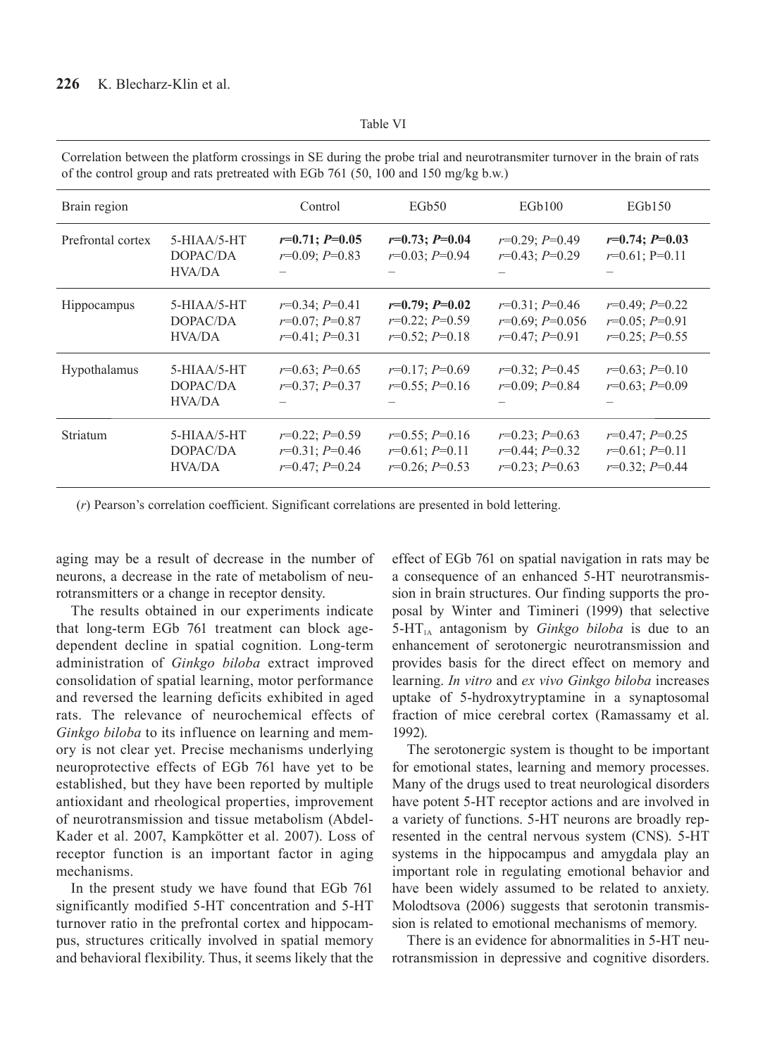Table VI

Correlation between the platform crossings in SE during the probe trial and neurotransmiter turnover in the brain of rats of the control group and rats pretreated with EGb 761 (50, 100 and 150 mg/kg b.w.)

| Brain region | | Control | EGb50 | EGb100 | EGb150 |
|---|---|---|---|---|---|
| Prefrontal cortex | 5-HIAA/5-HT | **$r$=0.71; $P$=0.05** | **$r$=0.73; $P$=0.04** | $r$=0.29; $P$=0.49 | **$r$=0.74; $P$=0.03** |
| | DOPAC/DA | $r$=0.09; $P$=0.83 | $r$=0.03; $P$=0.94 | $r$=0.43; $P$=0.29 | $r$=0.61; P=0.11 |
| | HVA/DA | – | – | – | – |
| Hippocampus | 5-HIAA/5-HT | $r$=0.34; $P$=0.41 | **$r$=0.79; $P$=0.02** | $r$=0.31; $P$=0.46 | $r$=0.49; $P$=0.22 |
| | DOPAC/DA | $r$=0.07; $P$=0.87 | $r$=0.22; $P$=0.59 | $r$=0.69; $P$=0.056 | $r$=0.05; $P$=0.91 |
| | HVA/DA | $r$=0.41; $P$=0.31 | $r$=0.52; $P$=0.18 | $r$=0.47; $P$=0.91 | $r$=0.25; $P$=0.55 |
| Hypothalamus | 5-HIAA/5-HT | $r$=0.63; $P$=0.65 | $r$=0.17; $P$=0.69 | $r$=0.32; $P$=0.45 | $r$=0.63; $P$=0.10 |
| | DOPAC/DA | $r$=0.37; $P$=0.37 | $r$=0.55; $P$=0.16 | $r$=0.09; $P$=0.84 | $r$=0.63; $P$=0.09 |
| | HVA/DA | – | – | – | – |
| Striatum | 5-HIAA/5-HT | $r$=0.22; $P$=0.59 | $r$=0.55; $P$=0.16 | $r$=0.23; $P$=0.63 | $r$=0.47; $P$=0.25 |
| | DOPAC/DA | $r$=0.31; $P$=0.46 | $r$=0.61; $P$=0.11 | $r$=0.44; $P$=0.32 | $r$=0.61; $P$=0.11 |
| | HVA/DA | $r$=0.47; $P$=0.24 | $r$=0.26; $P$=0.53 | $r$=0.23; $P$=0.63 | $r$=0.32; $P$=0.44 |

($r$) Pearson's correlation coefficient. Significant correlations are presented in bold lettering.

aging may be a result of decrease in the number of neurons, a decrease in the rate of metabolism of neurotransmitters or a change in receptor density.

The results obtained in our experiments indicate that long-term EGb 761 treatment can block age-dependent decline in spatial cognition. Long-term administration of *Ginkgo biloba* extract improved consolidation of spatial learning, motor performance and reversed the learning deficits exhibited in aged rats. The relevance of neurochemical effects of *Ginkgo biloba* to its influence on learning and memory is not clear yet. Precise mechanisms underlying neuroprotective effects of EGb 761 have yet to be established, but they have been reported by multiple antioxidant and rheological properties, improvement of neurotransmission and tissue metabolism (Abdel-Kader et al. 2007, Kampkötter et al. 2007). Loss of receptor function is an important factor in aging mechanisms.

In the present study we have found that EGb 761 significantly modified 5-HT concentration and 5-HT turnover ratio in the prefrontal cortex and hippocampus, structures critically involved in spatial memory and behavioral flexibility. Thus, it seems likely that the effect of EGb 761 on spatial navigation in rats may be a consequence of an enhanced 5-HT neurotransmission in brain structures. Our finding supports the proposal by Winter and Timineri (1999) that selective $5\text{-HT}_{1A}$ antagonism by *Ginkgo biloba* is due to an enhancement of serotonergic neurotransmission and provides basis for the direct effect on memory and learning. *In vitro* and *ex vivo Ginkgo biloba* increases uptake of 5-hydroxytryptamine in a synaptosomal fraction of mice cerebral cortex (Ramassamy et al. 1992).

The serotonergic system is thought to be important for emotional states, learning and memory processes. Many of the drugs used to treat neurological disorders have potent 5-HT receptor actions and are involved in a variety of functions. 5-HT neurons are broadly represented in the central nervous system (CNS). 5-HT systems in the hippocampus and amygdala play an important role in regulating emotional behavior and have been widely assumed to be related to anxiety. Molodtsova (2006) suggests that serotonin transmission is related to emotional mechanisms of memory.

There is an evidence for abnormalities in 5-HT neurotransmission in depressive and cognitive disorders.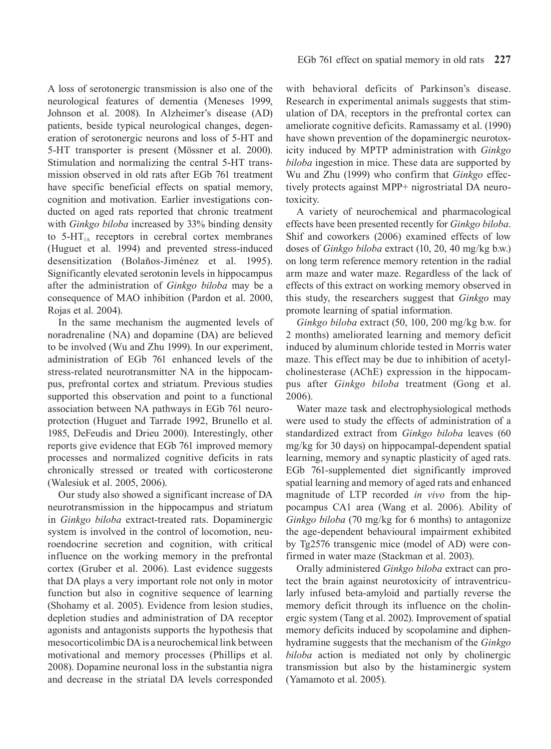A loss of serotonergic transmission is also one of the neurological features of dementia (Meneses 1999, Johnson et al. 2008). In Alzheimer's disease (AD) patients, beside typical neurological changes, degeneration of serotonergic neurons and loss of 5-HT and 5-HT transporter is present (Mössner et al. 2000). Stimulation and normalizing the central 5-HT transmission observed in old rats after EGb 761 treatment have specific beneficial effects on spatial memory, cognition and motivation. Earlier investigations conducted on aged rats reported that chronic treatment with *Ginkgo biloba* increased by 33% binding density to 5-HT$_{1A}$ receptors in cerebral cortex membranes (Huguet et al. 1994) and prevented stress-induced desensitization (Bolaňos-Jiménez et al. 1995). Significantly elevated serotonin levels in hippocampus after the administration of *Ginkgo biloba* may be a consequence of MAO inhibition (Pardon et al. 2000, Rojas et al. 2004).

In the same mechanism the augmented levels of noradrenaline (NA) and dopamine (DA) are believed to be involved (Wu and Zhu 1999). In our experiment, administration of EGb 761 enhanced levels of the stress-related neurotransmitter NA in the hippocampus, prefrontal cortex and striatum. Previous studies supported this observation and point to a functional association between NA pathways in EGb 761 neuroprotection (Huguet and Tarrade 1992, Brunello et al. 1985, DeFeudis and Drieu 2000). Interestingly, other reports give evidence that EGb 761 improved memory processes and normalized cognitive deficits in rats chronically stressed or treated with corticosterone (Walesiuk et al. 2005, 2006).

Our study also showed a significant increase of DA neurotransmission in the hippocampus and striatum in *Ginkgo biloba* extract-treated rats. Dopaminergic system is involved in the control of locomotion, neuroendocrine secretion and cognition, with critical influence on the working memory in the prefrontal cortex (Gruber et al. 2006). Last evidence suggests that DA plays a very important role not only in motor function but also in cognitive sequence of learning (Shohamy et al. 2005). Evidence from lesion studies, depletion studies and administration of DA receptor agonists and antagonists supports the hypothesis that mesocorticolimbic DA is a neurochemical link between motivational and memory processes (Phillips et al. 2008). Dopamine neuronal loss in the substantia nigra and decrease in the striatal DA levels corresponded with behavioral deficits of Parkinson's disease. Research in experimental animals suggests that stimulation of DA$_1$ receptors in the prefrontal cortex can ameliorate cognitive deficits. Ramassamy et al. (1990) have shown prevention of the dopaminergic neurotoxicity induced by MPTP administration with *Ginkgo biloba* ingestion in mice. These data are supported by Wu and Zhu (1999) who confirm that *Ginkgo* effectively protects against MPP+ nigrostriatal DA neurotoxicity.

A variety of neurochemical and pharmacological effects have been presented recently for *Ginkgo biloba*. Shif and coworkers (2006) examined effects of low doses of *Ginkgo biloba* extract (10, 20, 40 mg/kg b.w.) on long term reference memory retention in the radial arm maze and water maze. Regardless of the lack of effects of this extract on working memory observed in this study, the researchers suggest that *Ginkgo* may promote learning of spatial information.

*Ginkgo biloba* extract (50, 100, 200 mg/kg b.w. for 2 months) ameliorated learning and memory deficit induced by aluminum chloride tested in Morris water maze. This effect may be due to inhibition of acetylcholinesterase (AChE) expression in the hippocampus after *Ginkgo biloba* treatment (Gong et al. 2006).

Water maze task and electrophysiological methods were used to study the effects of administration of a standardized extract from *Ginkgo biloba* leaves (60 mg/kg for 30 days) on hippocampal-dependent spatial learning, memory and synaptic plasticity of aged rats. EGb 761-supplemented diet significantly improved spatial learning and memory of aged rats and enhanced magnitude of LTP recorded *in vivo* from the hippocampus CA1 area (Wang et al. 2006). Ability of *Ginkgo biloba* (70 mg/kg for 6 months) to antagonize the age-dependent behavioural impairment exhibited by Tg2576 transgenic mice (model of AD) were confirmed in water maze (Stackman et al. 2003).

Orally administered *Ginkgo biloba* extract can protect the brain against neurotoxicity of intraventricularly infused beta-amyloid and partially reverse the memory deficit through its influence on the cholinergic system (Tang et al. 2002). Improvement of spatial memory deficits induced by scopolamine and diphenhydramine suggests that the mechanism of the *Ginkgo biloba* action is mediated not only by cholinergic transmission but also by the histaminergic system (Yamamoto et al. 2005).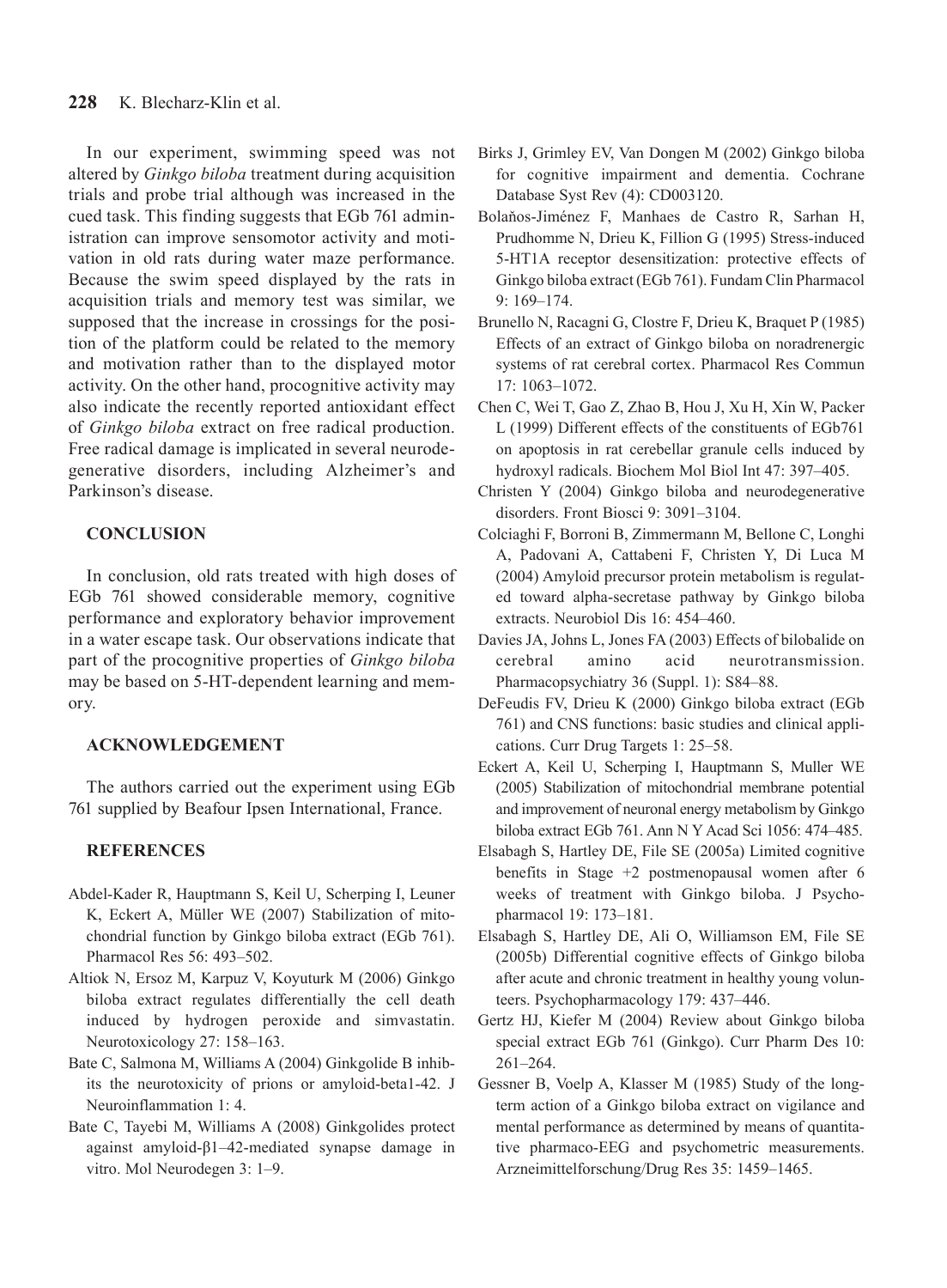In our experiment, swimming speed was not altered by *Ginkgo biloba* treatment during acquisition trials and probe trial although was increased in the cued task. This finding suggests that EGb 761 administration can improve sensomotor activity and motivation in old rats during water maze performance. Because the swim speed displayed by the rats in acquisition trials and memory test was similar, we supposed that the increase in crossings for the position of the platform could be related to the memory and motivation rather than to the displayed motor activity. On the other hand, procognitive activity may also indicate the recently reported antioxidant effect of *Ginkgo biloba* extract on free radical production. Free radical damage is implicated in several neurodegenerative disorders, including Alzheimer's and Parkinson's disease.

## CONCLUSION

In conclusion, old rats treated with high doses of EGb 761 showed considerable memory, cognitive performance and exploratory behavior improvement in a water escape task. Our observations indicate that part of the procognitive properties of *Ginkgo biloba* may be based on 5-HT-dependent learning and memory.

## ACKNOWLEDGEMENT

The authors carried out the experiment using EGb 761 supplied by Beafour Ipsen International, France.

## REFERENCES

Abdel-Kader R, Hauptmann S, Keil U, Scherping I, Leuner K, Eckert A, Müller WE (2007) Stabilization of mitochondrial function by Ginkgo biloba extract (EGb 761). Pharmacol Res 56: 493–502.

Altiok N, Ersoz M, Karpuz V, Koyuturk M (2006) Ginkgo biloba extract regulates differentially the cell death induced by hydrogen peroxide and simvastatin. Neurotoxicology 27: 158–163.

Bate C, Salmona M, Williams A (2004) Ginkgolide B inhibits the neurotoxicity of prions or amyloid-beta1-42. J Neuroinflammation 1: 4.

Bate C, Tayebi M, Williams A (2008) Ginkgolides protect against amyloid-β1–42-mediated synapse damage in vitro. Mol Neurodegen 3: 1–9.

Birks J, Grimley EV, Van Dongen M (2002) Ginkgo biloba for cognitive impairment and dementia. Cochrane Database Syst Rev (4): CD003120.

Bolaňos-Jiménez F, Manhaes de Castro R, Sarhan H, Prudhomme N, Drieu K, Fillion G (1995) Stress-induced 5-HT1A receptor desensitization: protective effects of Ginkgo biloba extract (EGb 761). Fundam Clin Pharmacol 9: 169–174.

Brunello N, Racagni G, Clostre F, Drieu K, Braquet P (1985) Effects of an extract of Ginkgo biloba on noradrenergic systems of rat cerebral cortex. Pharmacol Res Commun 17: 1063–1072.

Chen C, Wei T, Gao Z, Zhao B, Hou J, Xu H, Xin W, Packer L (1999) Different effects of the constituents of EGb761 on apoptosis in rat cerebellar granule cells induced by hydroxyl radicals. Biochem Mol Biol Int 47: 397–405.

Christen Y (2004) Ginkgo biloba and neurodegenerative disorders. Front Biosci 9: 3091–3104.

Colciaghi F, Borroni B, Zimmermann M, Bellone C, Longhi A, Padovani A, Cattabeni F, Christen Y, Di Luca M (2004) Amyloid precursor protein metabolism is regulated toward alpha-secretase pathway by Ginkgo biloba extracts. Neurobiol Dis 16: 454–460.

Davies JA, Johns L, Jones FA (2003) Effects of bilobalide on cerebral amino acid neurotransmission. Pharmacopsychiatry 36 (Suppl. 1): S84–88.

DeFeudis FV, Drieu K (2000) Ginkgo biloba extract (EGb 761) and CNS functions: basic studies and clinical applications. Curr Drug Targets 1: 25–58.

Eckert A, Keil U, Scherping I, Hauptmann S, Muller WE (2005) Stabilization of mitochondrial membrane potential and improvement of neuronal energy metabolism by Ginkgo biloba extract EGb 761. Ann N Y Acad Sci 1056: 474–485.

Elsabagh S, Hartley DE, File SE (2005a) Limited cognitive benefits in Stage +2 postmenopausal women after 6 weeks of treatment with Ginkgo biloba. J Psychopharmacol 19: 173–181.

Elsabagh S, Hartley DE, Ali O, Williamson EM, File SE (2005b) Differential cognitive effects of Ginkgo biloba after acute and chronic treatment in healthy young volunteers. Psychopharmacology 179: 437–446.

Gertz HJ, Kiefer M (2004) Review about Ginkgo biloba special extract EGb 761 (Ginkgo). Curr Pharm Des 10: 261–264.

Gessner B, Voelp A, Klasser M (1985) Study of the long-term action of a Ginkgo biloba extract on vigilance and mental performance as determined by means of quantitative pharmaco-EEG and psychometric measurements. Arzneimittelforschung/Drug Res 35: 1459–1465.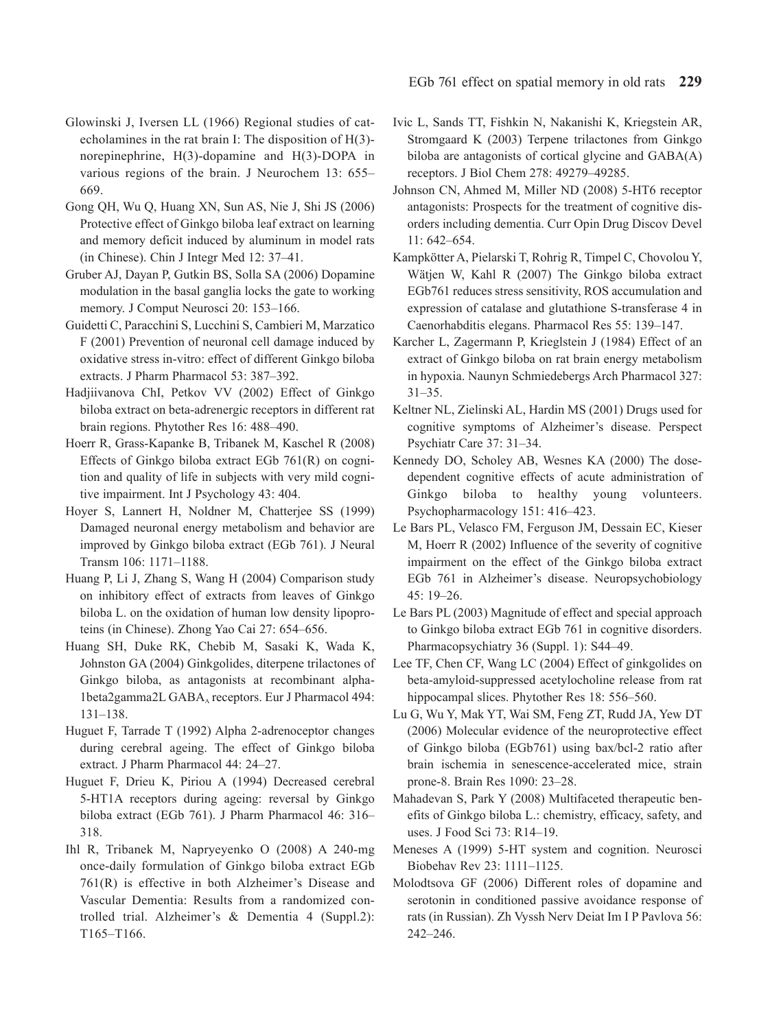Glowinski J, Iversen LL (1966) Regional studies of catecholamines in the rat brain I: The disposition of H(3)-norepinephrine, H(3)-dopamine and H(3)-DOPA in various regions of the brain. J Neurochem 13: 655–669.

Gong QH, Wu Q, Huang XN, Sun AS, Nie J, Shi JS (2006) Protective effect of Ginkgo biloba leaf extract on learning and memory deficit induced by aluminum in model rats (in Chinese). Chin J Integr Med 12: 37–41.

Gruber AJ, Dayan P, Gutkin BS, Solla SA (2006) Dopamine modulation in the basal ganglia locks the gate to working memory. J Comput Neurosci 20: 153–166.

Guidetti C, Paracchini S, Lucchini S, Cambieri M, Marzatico F (2001) Prevention of neuronal cell damage induced by oxidative stress in-vitro: effect of different Ginkgo biloba extracts. J Pharm Pharmacol 53: 387–392.

Hadjiivanova ChI, Petkov VV (2002) Effect of Ginkgo biloba extract on beta-adrenergic receptors in different rat brain regions. Phytother Res 16: 488–490.

Hoerr R, Grass-Kapanke B, Tribanek M, Kaschel R (2008) Effects of Ginkgo biloba extract EGb 761(R) on cognition and quality of life in subjects with very mild cognitive impairment. Int J Psychology 43: 404.

Hoyer S, Lannert H, Noldner M, Chatterjee SS (1999) Damaged neuronal energy metabolism and behavior are improved by Ginkgo biloba extract (EGb 761). J Neural Transm 106: 1171–1188.

Huang P, Li J, Zhang S, Wang H (2004) Comparison study on inhibitory effect of extracts from leaves of Ginkgo biloba L. on the oxidation of human low density lipoproteins (in Chinese). Zhong Yao Cai 27: 654–656.

Huang SH, Duke RK, Chebib M, Sasaki K, Wada K, Johnston GA (2004) Ginkgolides, diterpene trilactones of Ginkgo biloba, as antagonists at recombinant alpha-1beta2gamma2L $GABA_A$ receptors. Eur J Pharmacol 494: 131–138.

Huguet F, Tarrade T (1992) Alpha 2-adrenoceptor changes during cerebral ageing. The effect of Ginkgo biloba extract. J Pharm Pharmacol 44: 24–27.

Huguet F, Drieu K, Piriou A (1994) Decreased cerebral 5-HT1A receptors during ageing: reversal by Ginkgo biloba extract (EGb 761). J Pharm Pharmacol 46: 316–318.

Ihl R, Tribanek M, Napryeyenko O (2008) A 240-mg once-daily formulation of Ginkgo biloba extract EGb 761(R) is effective in both Alzheimer's Disease and Vascular Dementia: Results from a randomized controlled trial. Alzheimer's & Dementia 4 (Suppl.2): T165–T166.

Ivic L, Sands TT, Fishkin N, Nakanishi K, Kriegstein AR, Stromgaard K (2003) Terpene trilactones from Ginkgo biloba are antagonists of cortical glycine and GABA(A) receptors. J Biol Chem 278: 49279–49285.

Johnson CN, Ahmed M, Miller ND (2008) 5-HT6 receptor antagonists: Prospects for the treatment of cognitive disorders including dementia. Curr Opin Drug Discov Devel 11: 642–654.

Kampkötter A, Pielarski T, Rohrig R, Timpel C, Chovolou Y, Wätjen W, Kahl R (2007) The Ginkgo biloba extract EGb761 reduces stress sensitivity, ROS accumulation and expression of catalase and glutathione S-transferase 4 in Caenorhabditis elegans. Pharmacol Res 55: 139–147.

Karcher L, Zagermann P, Krieglstein J (1984) Effect of an extract of Ginkgo biloba on rat brain energy metabolism in hypoxia. Naunyn Schmiedebergs Arch Pharmacol 327: 31–35.

Keltner NL, Zielinski AL, Hardin MS (2001) Drugs used for cognitive symptoms of Alzheimer's disease. Perspect Psychiatr Care 37: 31–34.

Kennedy DO, Scholey AB, Wesnes KA (2000) The dose-dependent cognitive effects of acute administration of Ginkgo biloba to healthy young volunteers. Psychopharmacology 151: 416–423.

Le Bars PL, Velasco FM, Ferguson JM, Dessain EC, Kieser M, Hoerr R (2002) Influence of the severity of cognitive impairment on the effect of the Ginkgo biloba extract EGb 761 in Alzheimer's disease. Neuropsychobiology 45: 19–26.

Le Bars PL (2003) Magnitude of effect and special approach to Ginkgo biloba extract EGb 761 in cognitive disorders. Pharmacopsychiatry 36 (Suppl. 1): S44–49.

Lee TF, Chen CF, Wang LC (2004) Effect of ginkgolides on beta-amyloid-suppressed acetylocholine release from rat hippocampal slices. Phytother Res 18: 556–560.

Lu G, Wu Y, Mak YT, Wai SM, Feng ZT, Rudd JA, Yew DT (2006) Molecular evidence of the neuroprotective effect of Ginkgo biloba (EGb761) using bax/bcl-2 ratio after brain ischemia in senescence-accelerated mice, strain prone-8. Brain Res 1090: 23–28.

Mahadevan S, Park Y (2008) Multifaceted therapeutic benefits of Ginkgo biloba L.: chemistry, efficacy, safety, and uses. J Food Sci 73: R14–19.

Meneses A (1999) 5-HT system and cognition. Neurosci Biobehav Rev 23: 1111–1125.

Molodtsova GF (2006) Different roles of dopamine and serotonin in conditioned passive avoidance response of rats (in Russian). Zh Vyssh Nerv Deiat Im I P Pavlova 56: 242–246.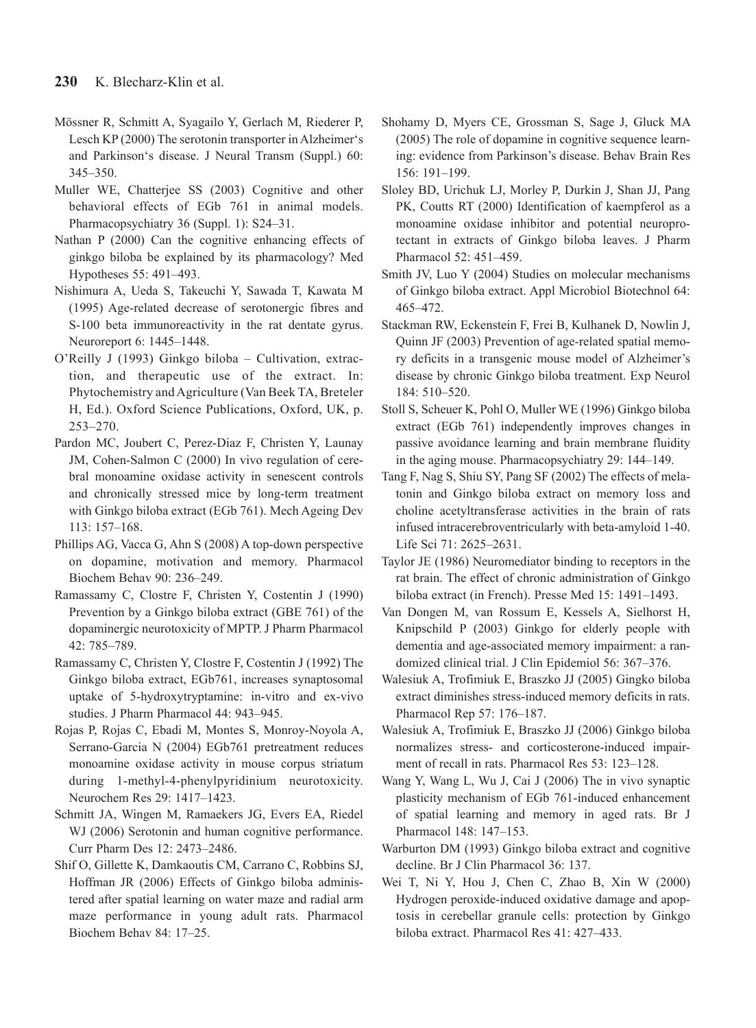Mössner R, Schmitt A, Syagailo Y, Gerlach M, Riederer P, Lesch KP (2000) The serotonin transporter in Alzheimer's and Parkinson's disease. J Neural Transm (Suppl.) 60: 345–350.

Muller WE, Chatterjee SS (2003) Cognitive and other behavioral effects of EGb 761 in animal models. Pharmacopsychiatry 36 (Suppl. 1): S24–31.

Nathan P (2000) Can the cognitive enhancing effects of ginkgo biloba be explained by its pharmacology? Med Hypotheses 55: 491–493.

Nishimura A, Ueda S, Takeuchi Y, Sawada T, Kawata M (1995) Age-related decrease of serotonergic fibres and S-100 beta immunoreactivity in the rat dentate gyrus. Neuroreport 6: 1445–1448.

O'Reilly J (1993) Ginkgo biloba – Cultivation, extraction, and therapeutic use of the extract. In: Phytochemistry and Agriculture (Van Beek TA, Breteler H, Ed.). Oxford Science Publications, Oxford, UK, p. 253–270.

Pardon MC, Joubert C, Perez-Diaz F, Christen Y, Launay JM, Cohen-Salmon C (2000) In vivo regulation of cerebral monoamine oxidase activity in senescent controls and chronically stressed mice by long-term treatment with Ginkgo biloba extract (EGb 761). Mech Ageing Dev 113: 157–168.

Phillips AG, Vacca G, Ahn S (2008) A top-down perspective on dopamine, motivation and memory. Pharmacol Biochem Behav 90: 236–249.

Ramassamy C, Clostre F, Christen Y, Costentin J (1990) Prevention by a Ginkgo biloba extract (GBE 761) of the dopaminergic neurotoxicity of MPTP. J Pharm Pharmacol 42: 785–789.

Ramassamy C, Christen Y, Clostre F, Costentin J (1992) The Ginkgo biloba extract, EGb761, increases synaptosomal uptake of 5-hydroxytryptamine: in-vitro and ex-vivo studies. J Pharm Pharmacol 44: 943–945.

Rojas P, Rojas C, Ebadi M, Montes S, Monroy-Noyola A, Serrano-Garcia N (2004) EGb761 pretreatment reduces monoamine oxidase activity in mouse corpus striatum during 1-methyl-4-phenylpyridinium neurotoxicity. Neurochem Res 29: 1417–1423.

Schmitt JA, Wingen M, Ramaekers JG, Evers EA, Riedel WJ (2006) Serotonin and human cognitive performance. Curr Pharm Des 12: 2473–2486.

Shif O, Gillette K, Damkaoutis CM, Carrano C, Robbins SJ, Hoffman JR (2006) Effects of Ginkgo biloba administered after spatial learning on water maze and radial arm maze performance in young adult rats. Pharmacol Biochem Behav 84: 17–25.

Shohamy D, Myers CE, Grossman S, Sage J, Gluck MA (2005) The role of dopamine in cognitive sequence learning: evidence from Parkinson's disease. Behav Brain Res 156: 191–199.

Sloley BD, Urichuk LJ, Morley P, Durkin J, Shan JJ, Pang PK, Coutts RT (2000) Identification of kaempferol as a monoamine oxidase inhibitor and potential neuroprotectant in extracts of Ginkgo biloba leaves. J Pharm Pharmacol 52: 451–459.

Smith JV, Luo Y (2004) Studies on molecular mechanisms of Ginkgo biloba extract. Appl Microbiol Biotechnol 64: 465–472.

Stackman RW, Eckenstein F, Frei B, Kulhanek D, Nowlin J, Quinn JF (2003) Prevention of age-related spatial memory deficits in a transgenic mouse model of Alzheimer's disease by chronic Ginkgo biloba treatment. Exp Neurol 184: 510–520.

Stoll S, Scheuer K, Pohl O, Muller WE (1996) Ginkgo biloba extract (EGb 761) independently improves changes in passive avoidance learning and brain membrane fluidity in the aging mouse. Pharmacopsychiatry 29: 144–149.

Tang F, Nag S, Shiu SY, Pang SF (2002) The effects of melatonin and Ginkgo biloba extract on memory loss and choline acetyltransferase activities in the brain of rats infused intracerebroventricularly with beta-amyloid 1-40. Life Sci 71: 2625–2631.

Taylor JE (1986) Neuromediator binding to receptors in the rat brain. The effect of chronic administration of Ginkgo biloba extract (in French). Presse Med 15: 1491–1493.

Van Dongen M, van Rossum E, Kessels A, Sielhorst H, Knipschild P (2003) Ginkgo for elderly people with dementia and age-associated memory impairment: a randomized clinical trial. J Clin Epidemiol 56: 367–376.

Walesiuk A, Trofimiuk E, Braszko JJ (2005) Gingko biloba extract diminishes stress-induced memory deficits in rats. Pharmacol Rep 57: 176–187.

Walesiuk A, Trofimiuk E, Braszko JJ (2006) Ginkgo biloba normalizes stress- and corticosterone-induced impairment of recall in rats. Pharmacol Res 53: 123–128.

Wang Y, Wang L, Wu J, Cai J (2006) The in vivo synaptic plasticity mechanism of EGb 761-induced enhancement of spatial learning and memory in aged rats. Br J Pharmacol 148: 147–153.

Warburton DM (1993) Ginkgo biloba extract and cognitive decline. Br J Clin Pharmacol 36: 137.

Wei T, Ni Y, Hou J, Chen C, Zhao B, Xin W (2000) Hydrogen peroxide-induced oxidative damage and apoptosis in cerebellar granule cells: protection by Ginkgo biloba extract. Pharmacol Res 41: 427–433.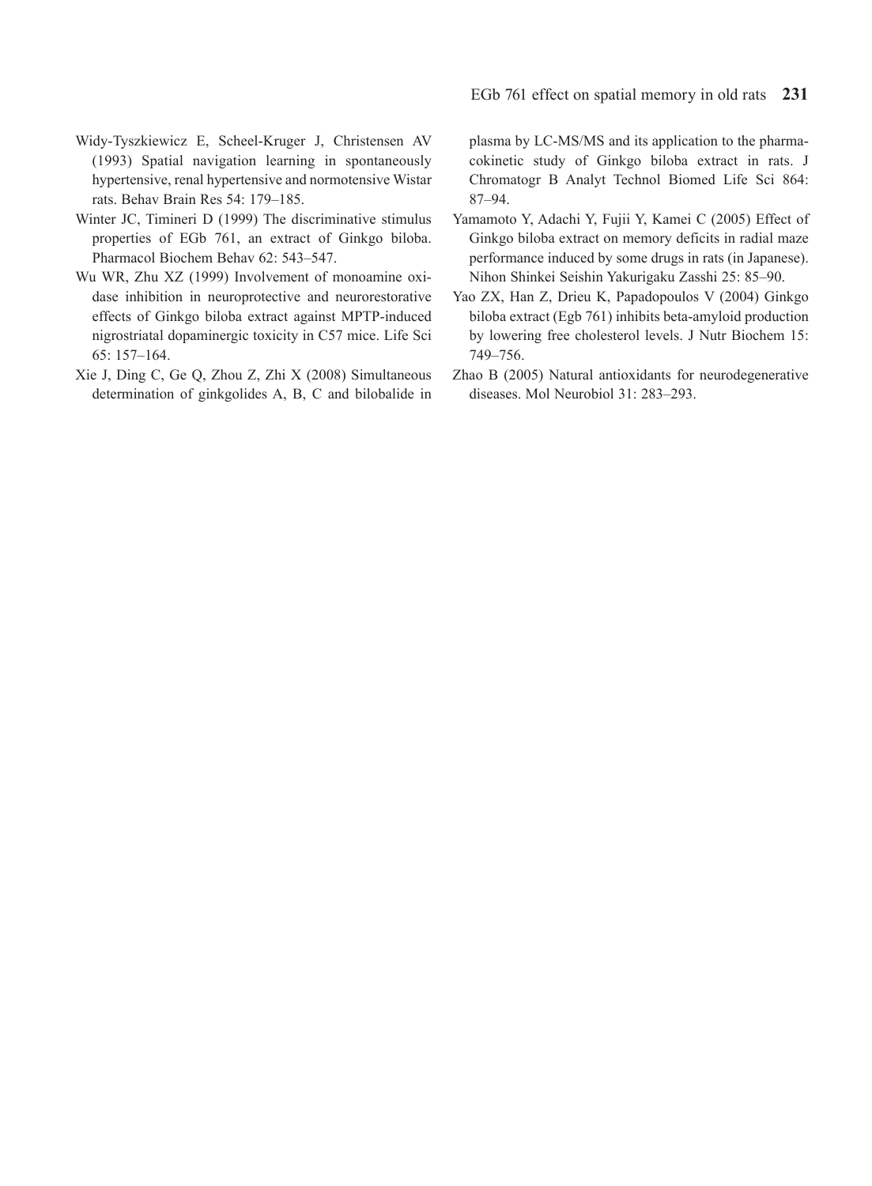Widy-Tyszkiewicz E, Scheel-Kruger J, Christensen AV (1993) Spatial navigation learning in spontaneously hypertensive, renal hypertensive and normotensive Wistar rats. Behav Brain Res 54: 179–185.

Winter JC, Timineri D (1999) The discriminative stimulus properties of EGb 761, an extract of Ginkgo biloba. Pharmacol Biochem Behav 62: 543–547.

Wu WR, Zhu XZ (1999) Involvement of monoamine oxidase inhibition in neuroprotective and neurorestorative effects of Ginkgo biloba extract against MPTP-induced nigrostriatal dopaminergic toxicity in C57 mice. Life Sci 65: 157–164.

Xie J, Ding C, Ge Q, Zhou Z, Zhi X (2008) Simultaneous determination of ginkgolides A, B, C and bilobalide in plasma by LC-MS/MS and its application to the pharmacokinetic study of Ginkgo biloba extract in rats. J Chromatogr B Analyt Technol Biomed Life Sci 864: 87–94.

Yamamoto Y, Adachi Y, Fujii Y, Kamei C (2005) Effect of Ginkgo biloba extract on memory deficits in radial maze performance induced by some drugs in rats (in Japanese). Nihon Shinkei Seishin Yakurigaku Zasshi 25: 85–90.

Yao ZX, Han Z, Drieu K, Papadopoulos V (2004) Ginkgo biloba extract (Egb 761) inhibits beta-amyloid production by lowering free cholesterol levels. J Nutr Biochem 15: 749–756.

Zhao B (2005) Natural antioxidants for neurodegenerative diseases. Mol Neurobiol 31: 283–293.